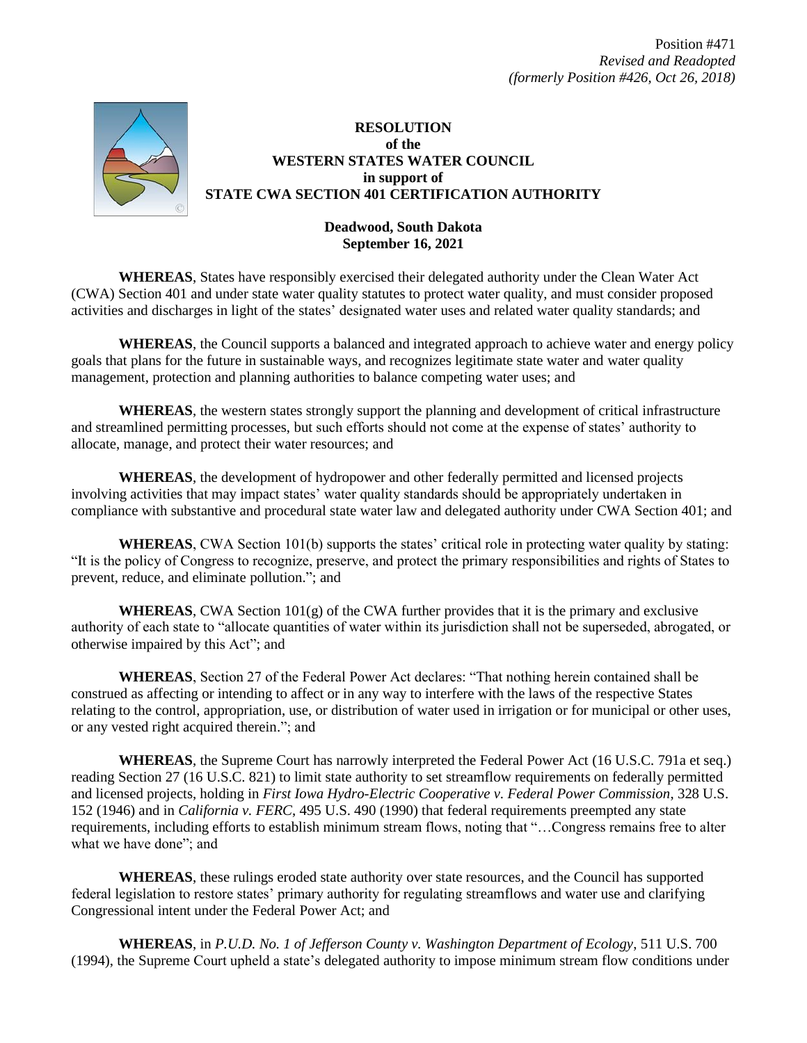Position #471
*Revised and Readopted*
*(formerly Position #426, Oct 26, 2018)*

**RESOLUTION**
**of the**
**WESTERN STATES WATER COUNCIL**
**in support of**
**STATE CWA SECTION 401 CERTIFICATION AUTHORITY**

**Deadwood, South Dakota**
**September 16, 2021**

**WHEREAS**, States have responsibly exercised their delegated authority under the Clean Water Act (CWA) Section 401 and under state water quality statutes to protect water quality, and must consider proposed activities and discharges in light of the states' designated water uses and related water quality standards; and

**WHEREAS**, the Council supports a balanced and integrated approach to achieve water and energy policy goals that plans for the future in sustainable ways, and recognizes legitimate state water and water quality management, protection and planning authorities to balance competing water uses; and

**WHEREAS**, the western states strongly support the planning and development of critical infrastructure and streamlined permitting processes, but such efforts should not come at the expense of states' authority to allocate, manage, and protect their water resources; and

**WHEREAS**, the development of hydropower and other federally permitted and licensed projects involving activities that may impact states' water quality standards should be appropriately undertaken in compliance with substantive and procedural state water law and delegated authority under CWA Section 401; and

**WHEREAS**, CWA Section 101(b) supports the states' critical role in protecting water quality by stating: "It is the policy of Congress to recognize, preserve, and protect the primary responsibilities and rights of States to prevent, reduce, and eliminate pollution."; and

**WHEREAS**, CWA Section 101(g) of the CWA further provides that it is the primary and exclusive authority of each state to "allocate quantities of water within its jurisdiction shall not be superseded, abrogated, or otherwise impaired by this Act"; and

**WHEREAS**, Section 27 of the Federal Power Act declares: "That nothing herein contained shall be construed as affecting or intending to affect or in any way to interfere with the laws of the respective States relating to the control, appropriation, use, or distribution of water used in irrigation or for municipal or other uses, or any vested right acquired therein."; and

**WHEREAS**, the Supreme Court has narrowly interpreted the Federal Power Act (16 U.S.C. 791a et seq.) reading Section 27 (16 U.S.C. 821) to limit state authority to set streamflow requirements on federally permitted and licensed projects, holding in *First Iowa Hydro-Electric Cooperative v. Federal Power Commission*, 328 U.S. 152 (1946) and in *California v. FERC*, 495 U.S. 490 (1990) that federal requirements preempted any state requirements, including efforts to establish minimum stream flows, noting that "…Congress remains free to alter what we have done"; and

**WHEREAS**, these rulings eroded state authority over state resources, and the Council has supported federal legislation to restore states' primary authority for regulating streamflows and water use and clarifying Congressional intent under the Federal Power Act; and

**WHEREAS**, in *P.U.D. No. 1 of Jefferson County v. Washington Department of Ecology*, 511 U.S. 700 (1994), the Supreme Court upheld a state's delegated authority to impose minimum stream flow conditions under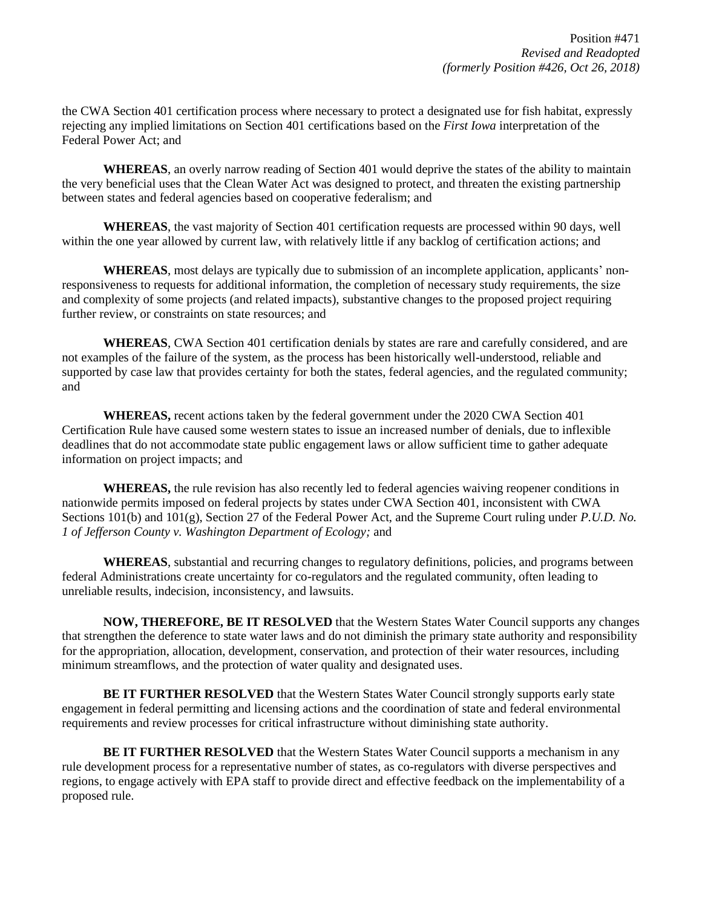Position #471
*Revised and Readopted*
*(formerly Position #426, Oct 26, 2018)*

the CWA Section 401 certification process where necessary to protect a designated use for fish habitat, expressly rejecting any implied limitations on Section 401 certifications based on the *First Iowa* interpretation of the Federal Power Act; and

**WHEREAS**, an overly narrow reading of Section 401 would deprive the states of the ability to maintain the very beneficial uses that the Clean Water Act was designed to protect, and threaten the existing partnership between states and federal agencies based on cooperative federalism; and

**WHEREAS**, the vast majority of Section 401 certification requests are processed within 90 days, well within the one year allowed by current law, with relatively little if any backlog of certification actions; and

**WHEREAS**, most delays are typically due to submission of an incomplete application, applicants' non-responsiveness to requests for additional information, the completion of necessary study requirements, the size and complexity of some projects (and related impacts), substantive changes to the proposed project requiring further review, or constraints on state resources; and

**WHEREAS**, CWA Section 401 certification denials by states are rare and carefully considered, and are not examples of the failure of the system, as the process has been historically well-understood, reliable and supported by case law that provides certainty for both the states, federal agencies, and the regulated community; and

**WHEREAS,** recent actions taken by the federal government under the 2020 CWA Section 401 Certification Rule have caused some western states to issue an increased number of denials, due to inflexible deadlines that do not accommodate state public engagement laws or allow sufficient time to gather adequate information on project impacts; and

**WHEREAS,** the rule revision has also recently led to federal agencies waiving reopener conditions in nationwide permits imposed on federal projects by states under CWA Section 401, inconsistent with CWA Sections 101(b) and 101(g), Section 27 of the Federal Power Act, and the Supreme Court ruling under *P.U.D. No. 1 of Jefferson County v. Washington Department of Ecology;* and

**WHEREAS**, substantial and recurring changes to regulatory definitions, policies, and programs between federal Administrations create uncertainty for co-regulators and the regulated community, often leading to unreliable results, indecision, inconsistency, and lawsuits.

**NOW, THEREFORE, BE IT RESOLVED** that the Western States Water Council supports any changes that strengthen the deference to state water laws and do not diminish the primary state authority and responsibility for the appropriation, allocation, development, conservation, and protection of their water resources, including minimum streamflows, and the protection of water quality and designated uses.

**BE IT FURTHER RESOLVED** that the Western States Water Council strongly supports early state engagement in federal permitting and licensing actions and the coordination of state and federal environmental requirements and review processes for critical infrastructure without diminishing state authority.

**BE IT FURTHER RESOLVED** that the Western States Water Council supports a mechanism in any rule development process for a representative number of states, as co-regulators with diverse perspectives and regions, to engage actively with EPA staff to provide direct and effective feedback on the implementability of a proposed rule.